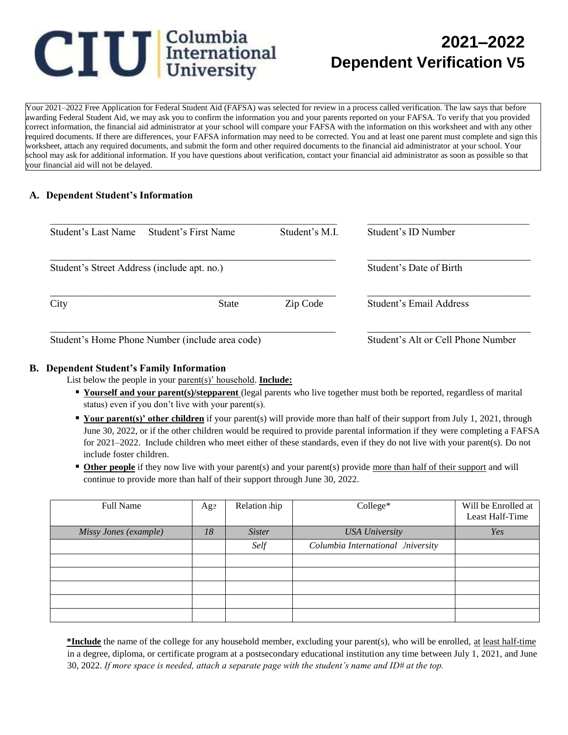# CIU Columbia International University

# 2021–2022 Dependent Verification V5

Your 2021–2022 Free Application for Federal Student Aid (FAFSA) was selected for review in a process called verification. The law says that before awarding Federal Student Aid, we may ask you to confirm the information you and your parents reported on your FAFSA. To verify that you provided correct information, the financial aid administrator at your school will compare your FAFSA with the information on this worksheet and with any other required documents. If there are differences, your FAFSA information may need to be corrected. You and at least one parent must complete and sign this worksheet, attach any required documents, and submit the form and other required documents to the financial aid administrator at your school. Your school may ask for additional information. If you have questions about verification, contact your financial aid administrator as soon as possible so that your financial aid will not be delayed.

## A. Dependent Student's Information

_______________________________________________ ___________________________

Student's Last Name  Student's First Name  Student's M.I.  Student's ID Number

_______________________________________________ ___________________________

Student's Street Address (include apt. no.)  Student's Date of Birth

_______________________________________________ ___________________________

City  State  Zip Code  Student's Email Address

_______________________________________________ ___________________________

Student's Home Phone Number (include area code)  Student's Alt or Cell Phone Number

## B. Dependent Student's Family Information

List below the people in your parent(s)' household. **Include:**

- **Yourself and your parent(s)/stepparent** (legal parents who live together must both be reported, regardless of marital status) even if you don't live with your parent(s).
- **Your parent(s)' other children** if your parent(s) will provide more than half of their support from July 1, 2021, through June 30, 2022, or if the other children would be required to provide parental information if they were completing a FAFSA for 2021–2022. Include children who meet either of these standards, even if they do not live with your parent(s). Do not include foster children.
- **Other people** if they now live with your parent(s) and your parent(s) provide more than half of their support and will continue to provide more than half of their support through June 30, 2022.

| Full Name | Age | Relationship | College* | Will be Enrolled at Least Half-Time |
|---|---|---|---|---|
| *Missy Jones (example)* | *18* | *Sister* | *USA University* | *Yes* |
| | | *Self* | *Columbia International University* | |
| | | | | |
| | | | | |
| | | | | |
| | | | | |
| | | | | |

**\*Include** the name of the college for any household member, excluding your parent(s), who will be enrolled, at least half-time in a degree, diploma, or certificate program at a postsecondary educational institution any time between July 1, 2021, and June 30, 2022. *If more space is needed, attach a separate page with the student's name and ID# at the top.*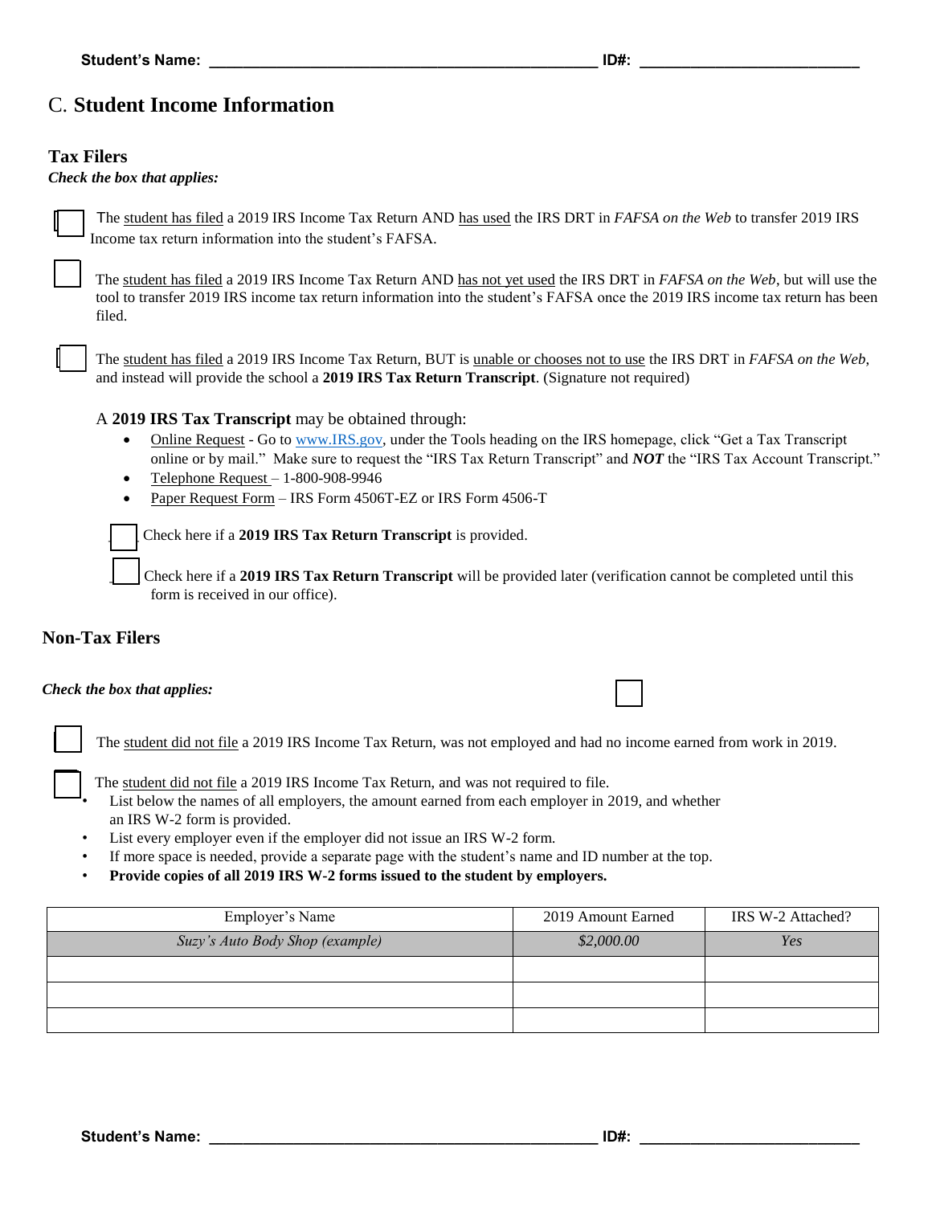Student's Name: ___________________________________________ ID#: ________________________

## C. Student Income Information

### Tax Filers

***Check the box that applies:***

☐ The student has filed a 2019 IRS Income Tax Return AND has used the IRS DRT in *FAFSA on the Web* to transfer 2019 IRS Income tax return information into the student's FAFSA.

☐ The student has filed a 2019 IRS Income Tax Return AND has not yet used the IRS DRT in *FAFSA on the Web*, but will use the tool to transfer 2019 IRS income tax return information into the student's FAFSA once the 2019 IRS income tax return has been filed.

☐ The student has filed a 2019 IRS Income Tax Return, BUT is unable or chooses not to use the IRS DRT in *FAFSA on the Web*, and instead will provide the school a **2019 IRS Tax Return Transcript**. (Signature not required)

A **2019 IRS Tax Transcript** may be obtained through:

- Online Request - Go to www.IRS.gov, under the Tools heading on the IRS homepage, click "Get a Tax Transcript online or by mail." Make sure to request the "IRS Tax Return Transcript" and ***NOT*** the "IRS Tax Account Transcript."
- Telephone Request – 1-800-908-9946
- Paper Request Form – IRS Form 4506T-EZ or IRS Form 4506-T

☐ Check here if a **2019 IRS Tax Return Transcript** is provided.

☐ Check here if a **2019 IRS Tax Return Transcript** will be provided later (verification cannot be completed until this form is received in our office).

### Non-Tax Filers

***Check the box that applies:***

☐ The student did not file a 2019 IRS Income Tax Return, was not employed and had no income earned from work in 2019.

☐ The student did not file a 2019 IRS Income Tax Return, and was not required to file.

- List below the names of all employers, the amount earned from each employer in 2019, and whether an IRS W-2 form is provided.
- List every employer even if the employer did not issue an IRS W-2 form.
- If more space is needed, provide a separate page with the student's name and ID number at the top.
- **Provide copies of all 2019 IRS W-2 forms issued to the student by employers.**

| Employer's Name | 2019 Amount Earned | IRS W-2 Attached? |
|---|---|---|
| *Suzy's Auto Body Shop (example)* | *$2,000.00* | *Yes* |
| | | |
| | | |
| | | |

Student's Name: ___________________________________________ ID#: ________________________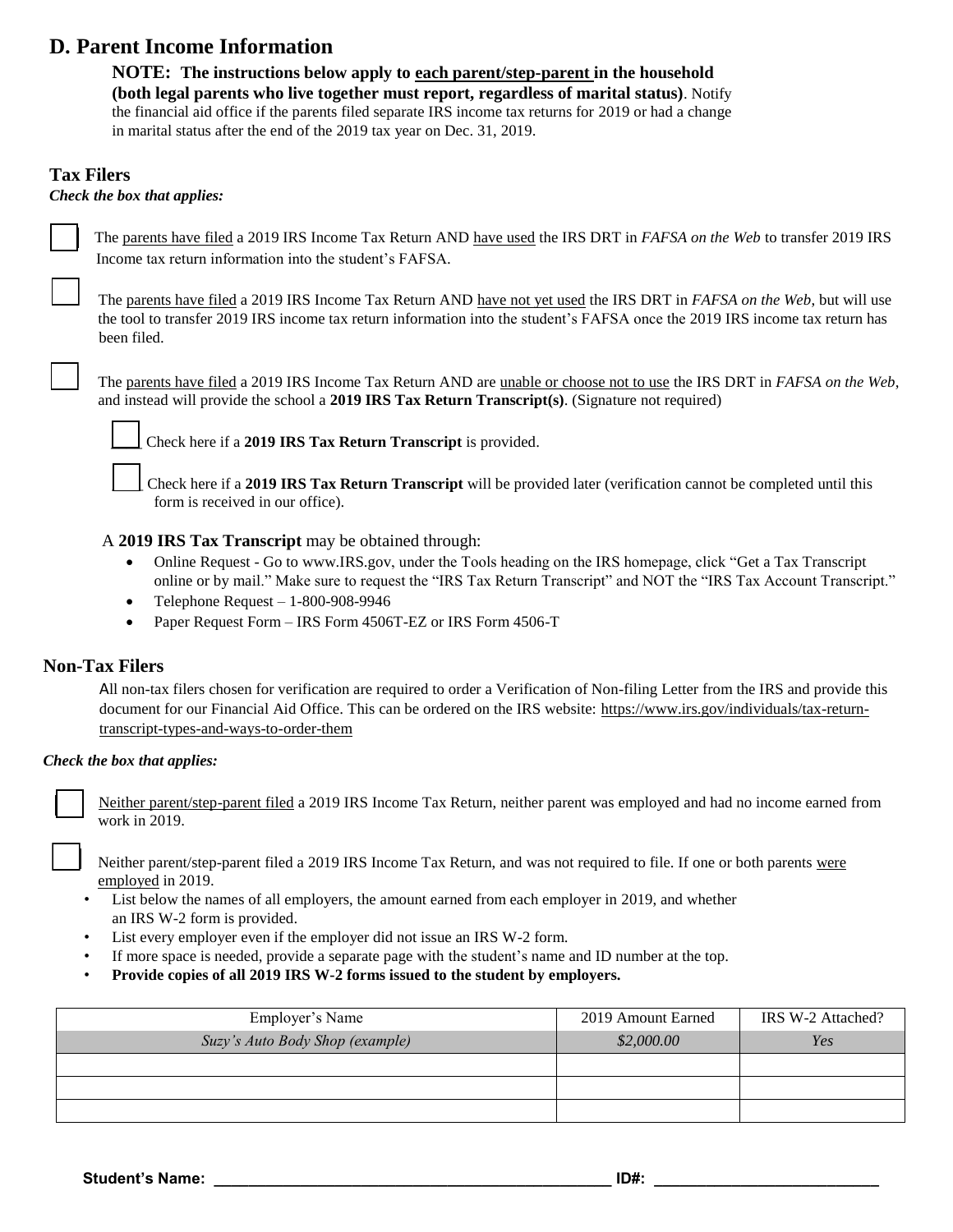## D. Parent Income Information

**NOTE: The instructions below apply to each parent/step-parent in the household (both legal parents who live together must report, regardless of marital status)**. Notify the financial aid office if the parents filed separate IRS income tax returns for 2019 or had a change in marital status after the end of the 2019 tax year on Dec. 31, 2019.

### Tax Filers

***Check the box that applies:***

☐ The parents have filed a 2019 IRS Income Tax Return AND have used the IRS DRT in *FAFSA on the Web* to transfer 2019 IRS Income tax return information into the student's FAFSA.

☐ The parents have filed a 2019 IRS Income Tax Return AND have not yet used the IRS DRT in *FAFSA on the Web*, but will use the tool to transfer 2019 IRS income tax return information into the student's FAFSA once the 2019 IRS income tax return has been filed.

☐ The parents have filed a 2019 IRS Income Tax Return AND are unable or choose not to use the IRS DRT in *FAFSA on the Web*, and instead will provide the school a **2019 IRS Tax Return Transcript(s)**. (Signature not required)

- ☐ Check here if a **2019 IRS Tax Return Transcript** is provided.
- ☐ Check here if a **2019 IRS Tax Return Transcript** will be provided later (verification cannot be completed until this form is received in our office).

A **2019 IRS Tax Transcript** may be obtained through:

- Online Request - Go to www.IRS.gov, under the Tools heading on the IRS homepage, click "Get a Tax Transcript online or by mail." Make sure to request the "IRS Tax Return Transcript" and NOT the "IRS Tax Account Transcript."
- Telephone Request – 1-800-908-9946
- Paper Request Form – IRS Form 4506T-EZ or IRS Form 4506-T

### Non-Tax Filers

All non-tax filers chosen for verification are required to order a Verification of Non-filing Letter from the IRS and provide this document for our Financial Aid Office. This can be ordered on the IRS website: https://www.irs.gov/individuals/tax-return-transcript-types-and-ways-to-order-them

***Check the box that applies:***

☐ Neither parent/step-parent filed a 2019 IRS Income Tax Return, neither parent was employed and had no income earned from work in 2019.

☐ Neither parent/step-parent filed a 2019 IRS Income Tax Return, and was not required to file. If one or both parents were employed in 2019.

- List below the names of all employers, the amount earned from each employer in 2019, and whether an IRS W-2 form is provided.
- List every employer even if the employer did not issue an IRS W-2 form.
- If more space is needed, provide a separate page with the student's name and ID number at the top.
- **Provide copies of all 2019 IRS W-2 forms issued to the student by employers.**

| Employer's Name | 2019 Amount Earned | IRS W-2 Attached? |
|---|---|---|
| *Suzy's Auto Body Shop (example)* | *$2,000.00* | *Yes* |
| | | |
| | | |
| | | |

**Student's Name:** ______________________________ **ID#:** ____________________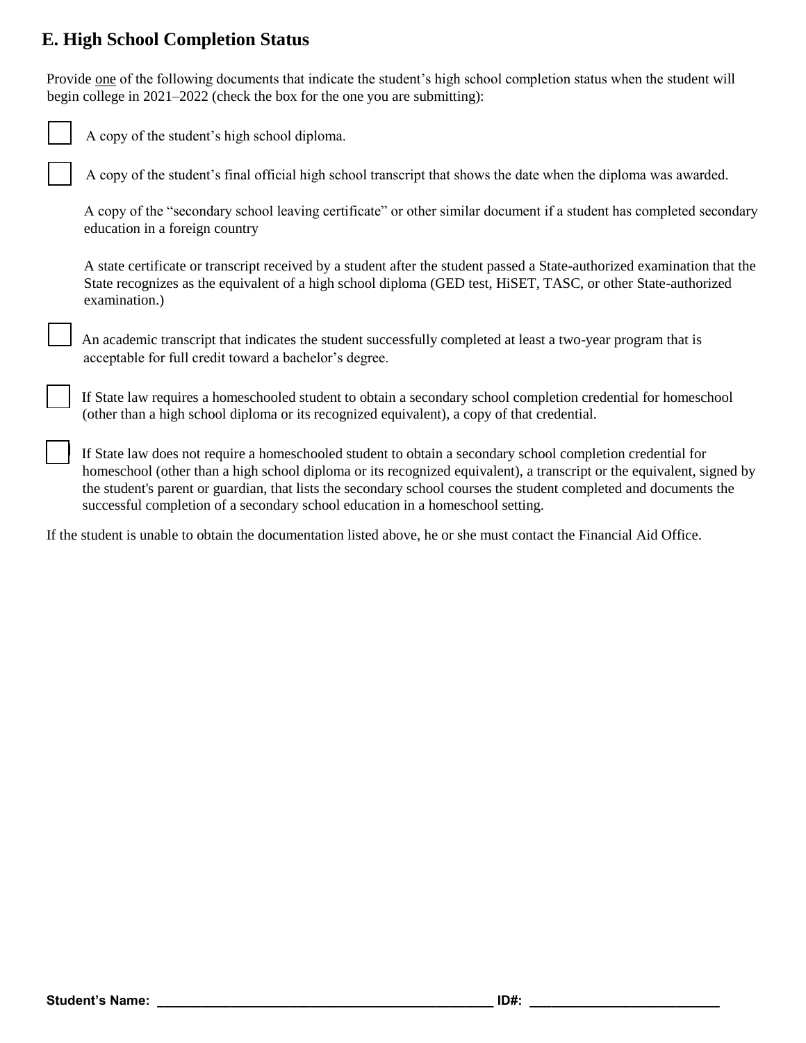## E. High School Completion Status

Provide one of the following documents that indicate the student's high school completion status when the student will begin college in 2021–2022 (check the box for the one you are submitting):

- ☐ A copy of the student's high school diploma.
- ☐ A copy of the student's final official high school transcript that shows the date when the diploma was awarded.
- A copy of the "secondary school leaving certificate" or other similar document if a student has completed secondary education in a foreign country
- A state certificate or transcript received by a student after the student passed a State-authorized examination that the State recognizes as the equivalent of a high school diploma (GED test, HiSET, TASC, or other State-authorized examination.)
- ☐ An academic transcript that indicates the student successfully completed at least a two-year program that is acceptable for full credit toward a bachelor's degree.
- ☐ If State law requires a homeschooled student to obtain a secondary school completion credential for homeschool (other than a high school diploma or its recognized equivalent), a copy of that credential.
- ☐ If State law does not require a homeschooled student to obtain a secondary school completion credential for homeschool (other than a high school diploma or its recognized equivalent), a transcript or the equivalent, signed by the student's parent or guardian, that lists the secondary school courses the student completed and documents the successful completion of a secondary school education in a homeschool setting.

If the student is unable to obtain the documentation listed above, he or she must contact the Financial Aid Office.

**Student's Name: ________________________________________________ ID#: ___________________________**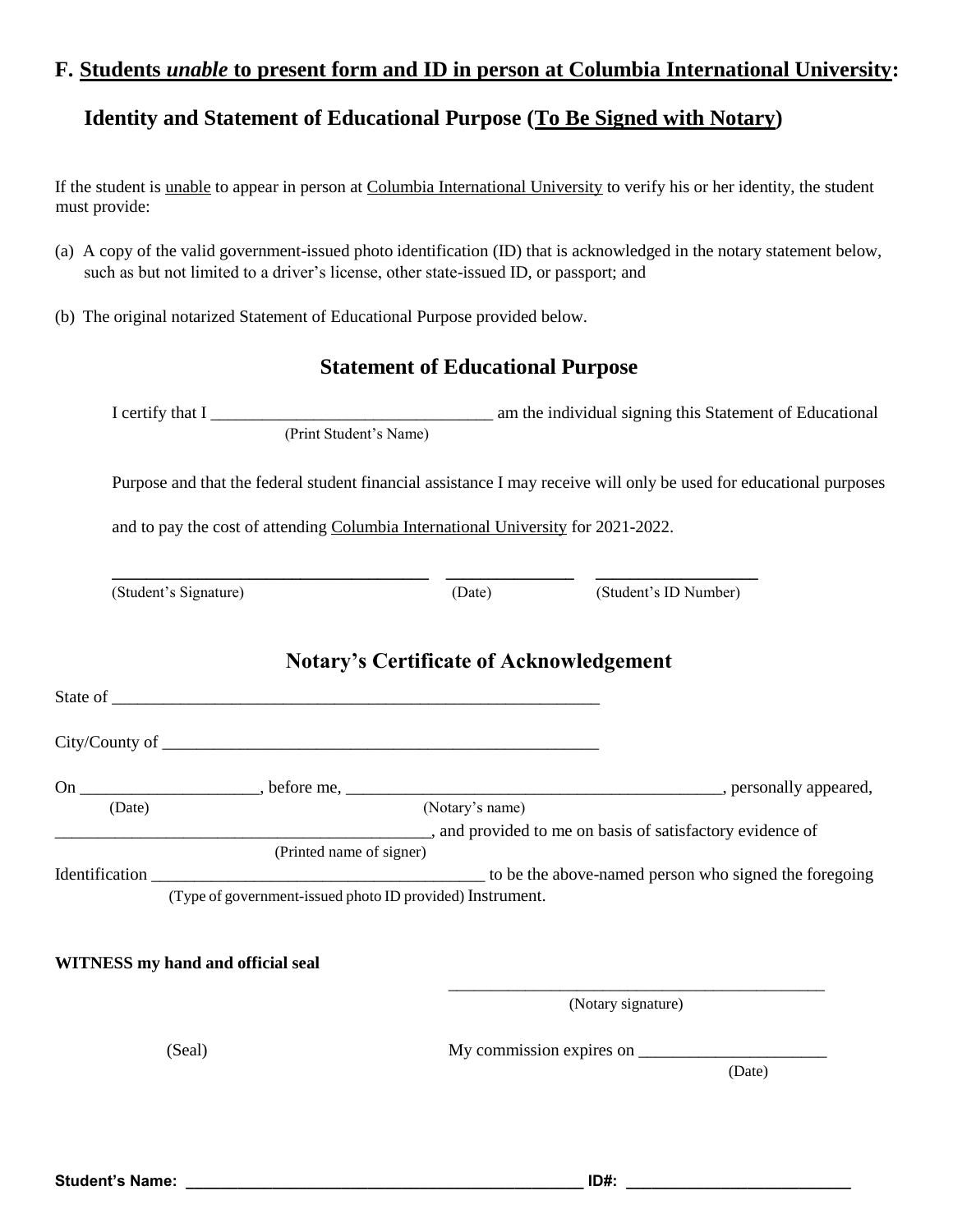## F. Students *unable* to present form and ID in person at Columbia International University:

### Identity and Statement of Educational Purpose (To Be Signed with Notary)

If the student is unable to appear in person at Columbia International University to verify his or her identity, the student must provide:

(a) A copy of the valid government-issued photo identification (ID) that is acknowledged in the notary statement below, such as but not limited to a driver's license, other state-issued ID, or passport; and

(b) The original notarized Statement of Educational Purpose provided below.

### Statement of Educational Purpose

I certify that I ________________________________ am the individual signing this Statement of Educational
(Print Student's Name)

Purpose and that the federal student financial assistance I may receive will only be used for educational purposes

and to pay the cost of attending Columbia International University for 2021-2022.

____________________________________ ______________ __________________
(Student's Signature) (Date) (Student's ID Number)

### Notary's Certificate of Acknowledgement

State of ________________________________________________________

City/County of ___________________________________________________

On ____________________, before me, ____________________________________________, personally appeared,
(Date) (Notary's name)

____________________________________________, and provided to me on basis of satisfactory evidence of
(Printed name of signer)

Identification ______________________________________ to be the above-named person who signed the foregoing
(Type of government-issued photo ID provided) Instrument.

**WITNESS my hand and official seal**

_____________________________________________
(Notary signature)

(Seal)

My commission expires on ______________________
(Date)

**Student's Name: _______________________________________________ ID#: __________________________**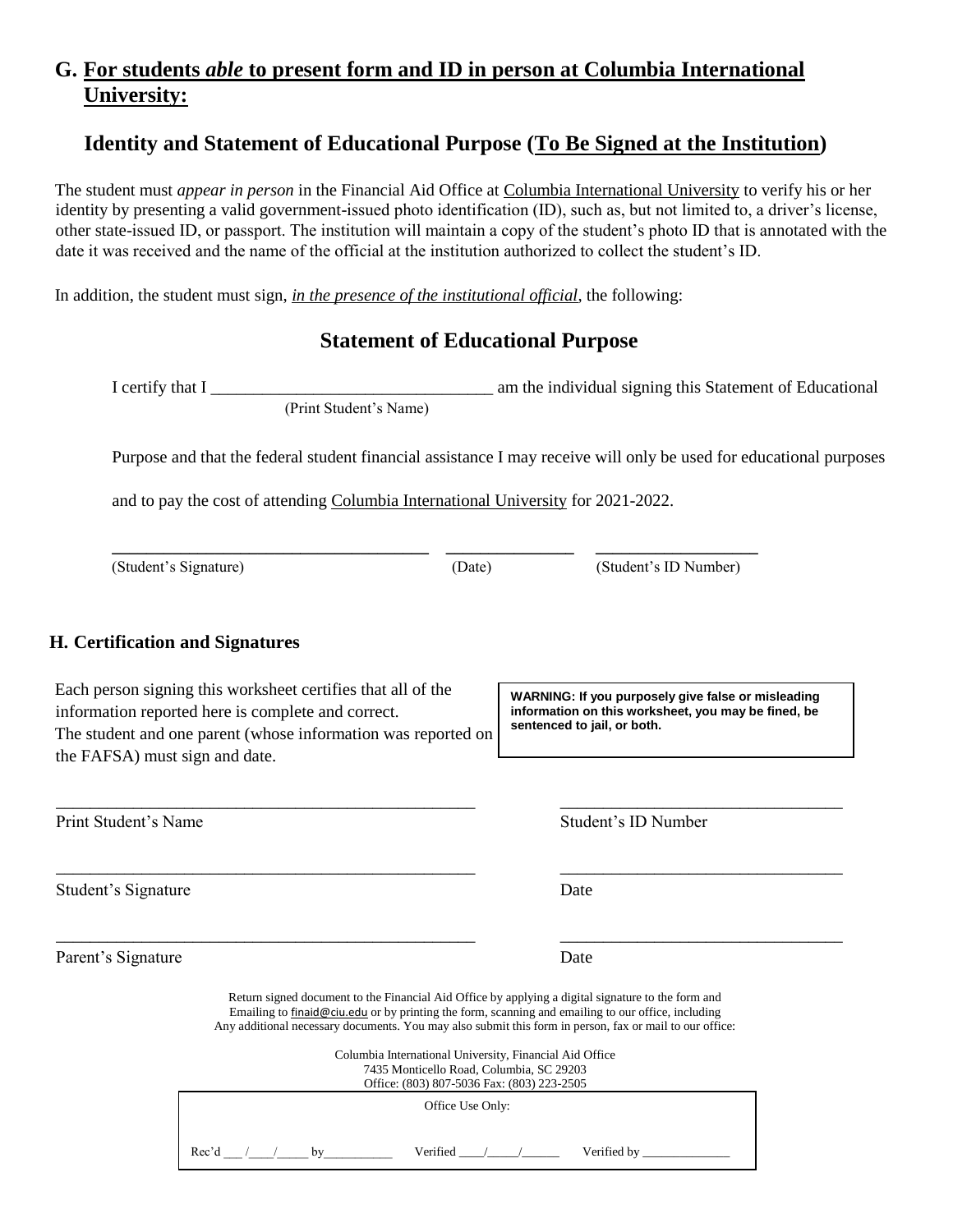## G. For students *able* to present form and ID in person at Columbia International University:

### Identity and Statement of Educational Purpose (To Be Signed at the Institution)

The student must *appear in person* in the Financial Aid Office at Columbia International University to verify his or her identity by presenting a valid government-issued photo identification (ID), such as, but not limited to, a driver's license, other state-issued ID, or passport. The institution will maintain a copy of the student's photo ID that is annotated with the date it was received and the name of the official at the institution authorized to collect the student's ID.

In addition, the student must sign, ***in the presence of the institutional official***, the following:

### Statement of Educational Purpose

I certify that I ________________________________ am the individual signing this Statement of Educational
(Print Student's Name)

Purpose and that the federal student financial assistance I may receive will only be used for educational purposes

and to pay the cost of attending Columbia International University for 2021-2022.

____________________________________ ______________ __________________
(Student's Signature) (Date) (Student's ID Number)

### H. Certification and Signatures

Each person signing this worksheet certifies that all of the information reported here is complete and correct.
The student and one parent (whose information was reported on the FAFSA) must sign and date.

**WARNING: If you purposely give false or misleading information on this worksheet, you may be fined, be sentenced to jail, or both.**

________________________________________________ ________________________________
Print Student's Name Student's ID Number

________________________________________________ ________________________________
Student's Signature Date

________________________________________________ ________________________________
Parent's Signature Date

Return signed document to the Financial Aid Office by applying a digital signature to the form and Emailing to finaid@ciu.edu or by printing the form, scanning and emailing to our office, including Any additional necessary documents. You may also submit this form in person, fax or mail to our office:

Columbia International University, Financial Aid Office
7435 Monticello Road, Columbia, SC 29203
Office: (803) 807-5036 Fax: (803) 223-2505

Office Use Only:

Rec'd ___ /____/_____ by___________ Verified ____/_____/______ Verified by ______________